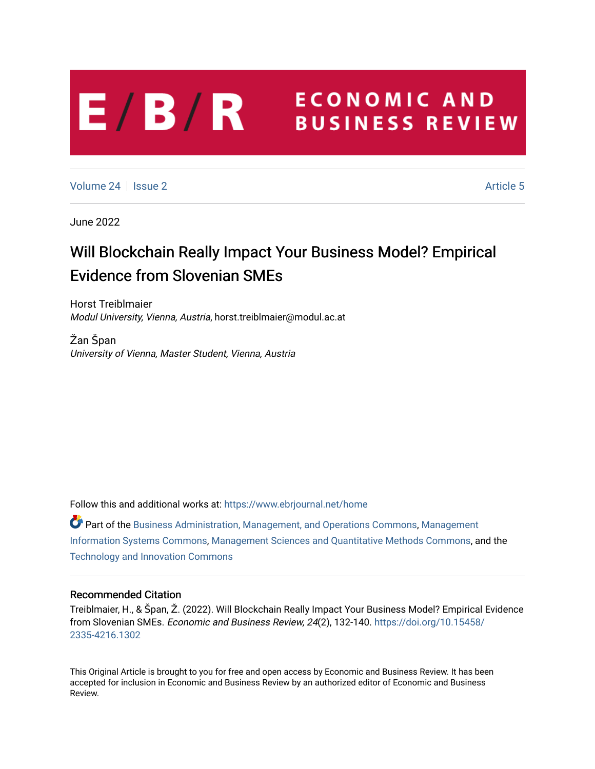# E/B/R ECONOMIC AND BUSINESS REVIEW

Volume 24 | Issue 2 | Article 5

June 2022

## Will Blockchain Really Impact Your Business Model? Empirical Evidence from Slovenian SMEs

Horst Treiblmaier
*Modul University, Vienna, Austria*, horst.treiblmaier@modul.ac.at

Žan Špan
*University of Vienna, Master Student, Vienna, Austria*

Follow this and additional works at: https://www.ebrjournal.net/home

Part of the Business Administration, Management, and Operations Commons, Management Information Systems Commons, Management Sciences and Quantitative Methods Commons, and the Technology and Innovation Commons

### Recommended Citation

Treiblmaier, H., & Špan, Ž. (2022). Will Blockchain Really Impact Your Business Model? Empirical Evidence from Slovenian SMEs. *Economic and Business Review, 24*(2), 132-140. https://doi.org/10.15458/2335-4216.1302

This Original Article is brought to you for free and open access by Economic and Business Review. It has been accepted for inclusion in Economic and Business Review by an authorized editor of Economic and Business Review.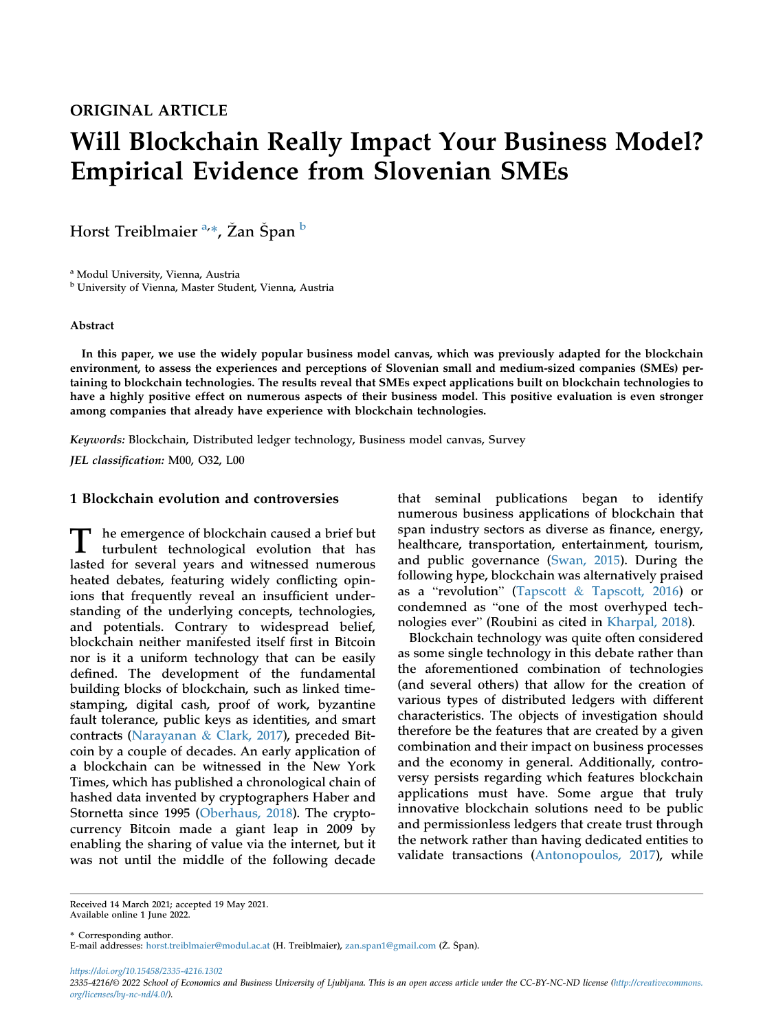ORIGINAL ARTICLE

# Will Blockchain Really Impact Your Business Model? Empirical Evidence from Slovenian SMEs

Horst Treiblmaier [a,*], Žan Špan [b]

[a] Modul University, Vienna, Austria

[b] University of Vienna, Master Student, Vienna, Austria

**Abstract**

**In this paper, we use the widely popular business model canvas, which was previously adapted for the blockchain environment, to assess the experiences and perceptions of Slovenian small and medium-sized companies (SMEs) pertaining to blockchain technologies. The results reveal that SMEs expect applications built on blockchain technologies to have a highly positive effect on numerous aspects of their business model. This positive evaluation is even stronger among companies that already have experience with blockchain technologies.**

*Keywords:* Blockchain, Distributed ledger technology, Business model canvas, Survey

*JEL classification:* M00, O32, L00

## 1 Blockchain evolution and controversies

The emergence of blockchain caused a brief but turbulent technological evolution that has lasted for several years and witnessed numerous heated debates, featuring widely conflicting opinions that frequently reveal an insufficient understanding of the underlying concepts, technologies, and potentials. Contrary to widespread belief, blockchain neither manifested itself first in Bitcoin nor is it a uniform technology that can be easily defined. The development of the fundamental building blocks of blockchain, such as linked timestamping, digital cash, proof of work, byzantine fault tolerance, public keys as identities, and smart contracts (Narayanan & Clark, 2017), preceded Bitcoin by a couple of decades. An early application of a blockchain can be witnessed in the New York Times, which has published a chronological chain of hashed data invented by cryptographers Haber and Stornetta since 1995 (Oberhaus, 2018). The cryptocurrency Bitcoin made a giant leap in 2009 by enabling the sharing of value via the internet, but it was not until the middle of the following decade that seminal publications began to identify numerous business applications of blockchain that span industry sectors as diverse as finance, energy, healthcare, transportation, entertainment, tourism, and public governance (Swan, 2015). During the following hype, blockchain was alternatively praised as a "revolution" (Tapscott & Tapscott, 2016) or condemned as "one of the most overhyped technologies ever" (Roubini as cited in Kharpal, 2018).

Blockchain technology was quite often considered as some single technology in this debate rather than the aforementioned combination of technologies (and several others) that allow for the creation of various types of distributed ledgers with different characteristics. The objects of investigation should therefore be the features that are created by a given combination and their impact on business processes and the economy in general. Additionally, controversy persists regarding which features blockchain applications must have. Some argue that truly innovative blockchain solutions need to be public and permissionless ledgers that create trust through the network rather than having dedicated entities to validate transactions (Antonopoulos, 2017), while

Received 14 March 2021; accepted 19 May 2021.
Available online 1 June 2022.

* Corresponding author.
E-mail addresses: horst.treiblmaier@modul.ac.at (H. Treiblmaier), zan.span1@gmail.com (Ž. Špan).

https://doi.org/10.15458/2335-4216.1302
2335-4216/© 2022 School of Economics and Business University of Ljubljana. This is an open access article under the CC-BY-NC-ND license (http://creativecommons.org/licenses/by-nc-nd/4.0/).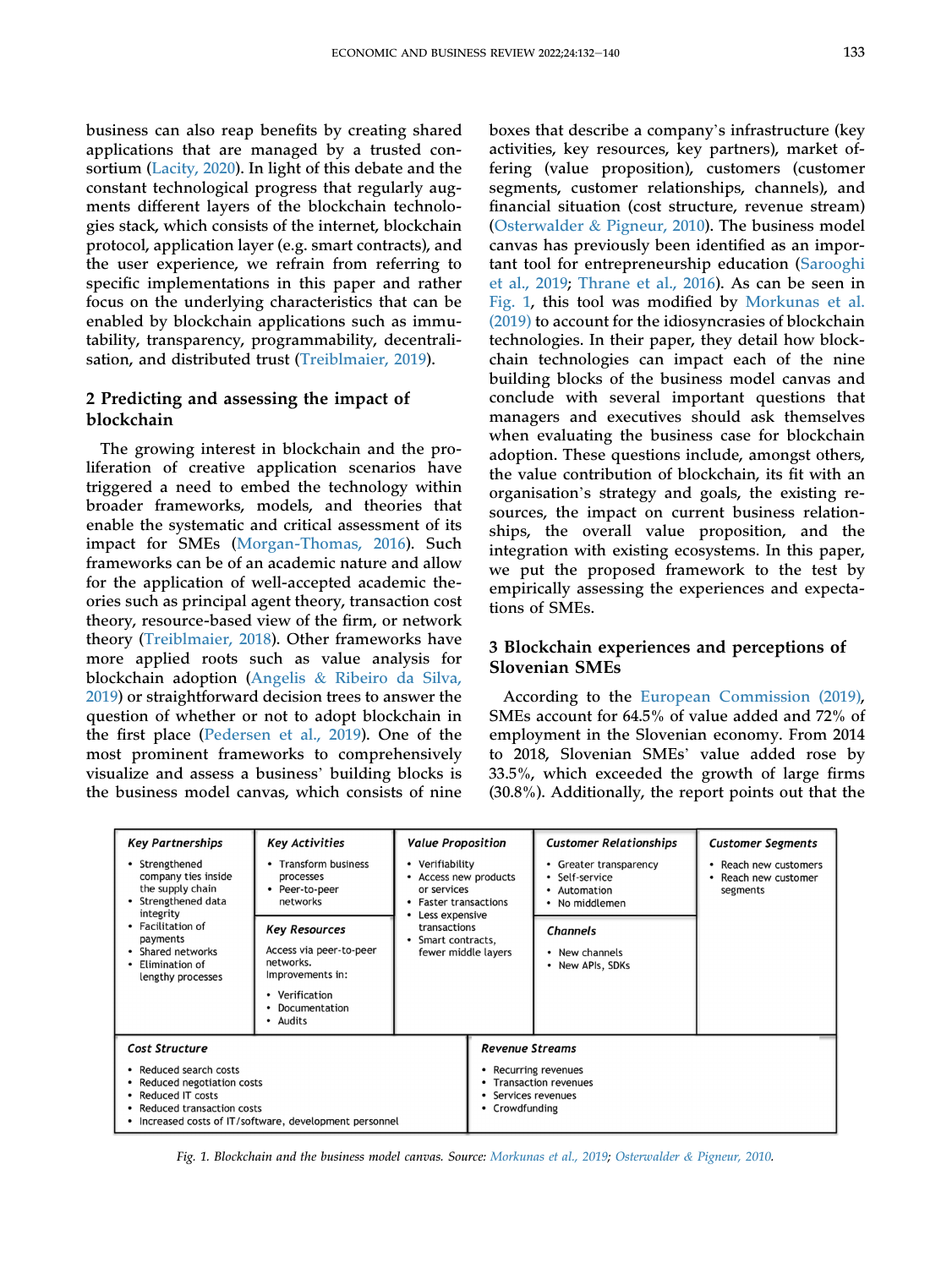business can also reap benefits by creating shared applications that are managed by a trusted consortium (Lacity, 2020). In light of this debate and the constant technological progress that regularly augments different layers of the blockchain technologies stack, which consists of the internet, blockchain protocol, application layer (e.g. smart contracts), and the user experience, we refrain from referring to specific implementations in this paper and rather focus on the underlying characteristics that can be enabled by blockchain applications such as immutability, transparency, programmability, decentralisation, and distributed trust (Treiblmaier, 2019).

## 2 Predicting and assessing the impact of blockchain

The growing interest in blockchain and the proliferation of creative application scenarios have triggered a need to embed the technology within broader frameworks, models, and theories that enable the systematic and critical assessment of its impact for SMEs (Morgan-Thomas, 2016). Such frameworks can be of an academic nature and allow for the application of well-accepted academic theories such as principal agent theory, transaction cost theory, resource-based view of the firm, or network theory (Treiblmaier, 2018). Other frameworks have more applied roots such as value analysis for blockchain adoption (Angelis & Ribeiro da Silva, 2019) or straightforward decision trees to answer the question of whether or not to adopt blockchain in the first place (Pedersen et al., 2019). One of the most prominent frameworks to comprehensively visualize and assess a business' building blocks is the business model canvas, which consists of nine boxes that describe a company's infrastructure (key activities, key resources, key partners), market offering (value proposition), customers (customer segments, customer relationships, channels), and financial situation (cost structure, revenue stream) (Osterwalder & Pigneur, 2010). The business model canvas has previously been identified as an important tool for entrepreneurship education (Sarooghi et al., 2019; Thrane et al., 2016). As can be seen in Fig. 1, this tool was modified by Morkunas et al. (2019) to account for the idiosyncrasies of blockchain technologies. In their paper, they detail how blockchain technologies can impact each of the nine building blocks of the business model canvas and conclude with several important questions that managers and executives should ask themselves when evaluating the business case for blockchain adoption. These questions include, amongst others, the value contribution of blockchain, its fit with an organisation's strategy and goals, the existing resources, the impact on current business relationships, the overall value proposition, and the integration with existing ecosystems. In this paper, we put the proposed framework to the test by empirically assessing the experiences and expectations of SMEs.

## 3 Blockchain experiences and perceptions of Slovenian SMEs

According to the European Commission (2019), SMEs account for 64.5% of value added and 72% of employment in the Slovenian economy. From 2014 to 2018, Slovenian SMEs' value added rose by 33.5%, which exceeded the growth of large firms (30.8%). Additionally, the report points out that the

**Key Partnerships**
- Strengthened company ties inside the supply chain
- Strengthened data integrity
- Facilitation of payments
- Shared networks
- Elimination of lengthy processes

**Key Activities**
- Transform business processes
- Peer-to-peer networks

**Key Resources**

Access via peer-to-peer networks.
Improvements in:
- Verification
- Documentation
- Audits

**Value Proposition**
- Verifiability
- Access new products or services
- Faster transactions
- Less expensive transactions
- Smart contracts, fewer middle layers

**Customer Relationships**
- Greater transparency
- Self-service
- Automation
- No middlemen

**Channels**
- New channels
- New APIs, SDKs

**Customer Segments**
- Reach new customers
- Reach new customer segments

**Cost Structure**
- Reduced search costs
- Reduced negotiation costs
- Reduced IT costs
- Reduced transaction costs
- Increased costs of IT/software, development personnel

**Revenue Streams**
- Recurring revenues
- Transaction revenues
- Services revenues
- Crowdfunding

*Fig. 1. Blockchain and the business model canvas. Source: Morkunas et al., 2019; Osterwalder & Pigneur, 2010.*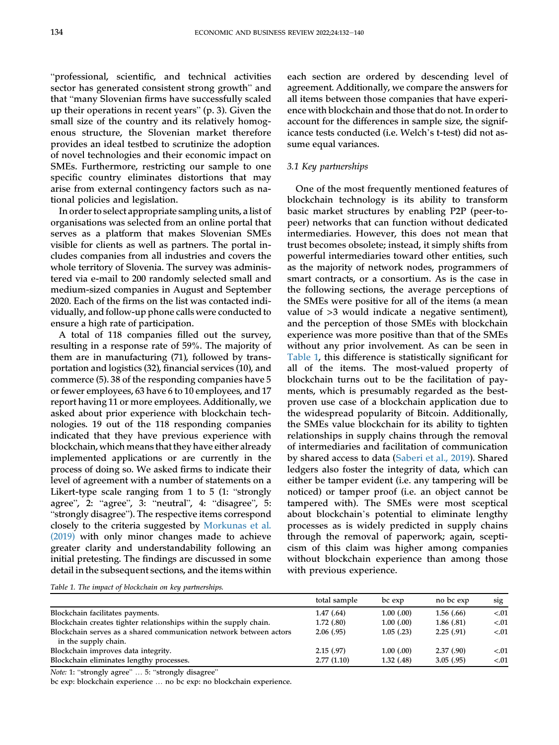"professional, scientific, and technical activities sector has generated consistent strong growth" and that "many Slovenian firms have successfully scaled up their operations in recent years" (p. 3). Given the small size of the country and its relatively homogenous structure, the Slovenian market therefore provides an ideal testbed to scrutinize the adoption of novel technologies and their economic impact on SMEs. Furthermore, restricting our sample to one specific country eliminates distortions that may arise from external contingency factors such as national policies and legislation.

In order to select appropriate sampling units, a list of organisations was selected from an online portal that serves as a platform that makes Slovenian SMEs visible for clients as well as partners. The portal includes companies from all industries and covers the whole territory of Slovenia. The survey was administered via e-mail to 200 randomly selected small and medium-sized companies in August and September 2020. Each of the firms on the list was contacted individually, and follow-up phone calls were conducted to ensure a high rate of participation.

A total of 118 companies filled out the survey, resulting in a response rate of 59%. The majority of them are in manufacturing (71), followed by transportation and logistics (32), financial services (10), and commerce (5). 38 of the responding companies have 5 or fewer employees, 63 have 6 to 10 employees, and 17 report having 11 or more employees. Additionally, we asked about prior experience with blockchain technologies. 19 out of the 118 responding companies indicated that they have previous experience with blockchain, which means that they have either already implemented applications or are currently in the process of doing so. We asked firms to indicate their level of agreement with a number of statements on a Likert-type scale ranging from 1 to 5 (1: "strongly agree", 2: "agree", 3: "neutral", 4: "disagree", 5: "strongly disagree"). The respective items correspond closely to the criteria suggested by Morkunas et al. (2019) with only minor changes made to achieve greater clarity and understandability following an initial pretesting. The findings are discussed in some detail in the subsequent sections, and the items within each section are ordered by descending level of agreement. Additionally, we compare the answers for all items between those companies that have experience with blockchain and those that do not. In order to account for the differences in sample size, the significance tests conducted (i.e. Welch's t-test) did not assume equal variances.

### 3.1 Key partnerships

One of the most frequently mentioned features of blockchain technology is its ability to transform basic market structures by enabling P2P (peer-to-peer) networks that can function without dedicated intermediaries. However, this does not mean that trust becomes obsolete; instead, it simply shifts from powerful intermediaries toward other entities, such as the majority of network nodes, programmers of smart contracts, or a consortium. As is the case in the following sections, the average perceptions of the SMEs were positive for all of the items (a mean value of >3 would indicate a negative sentiment), and the perception of those SMEs with blockchain experience was more positive than that of the SMEs without any prior involvement. As can be seen in Table 1, this difference is statistically significant for all of the items. The most-valued property of blockchain turns out to be the facilitation of payments, which is presumably regarded as the best-proven use case of a blockchain application due to the widespread popularity of Bitcoin. Additionally, the SMEs value blockchain for its ability to tighten relationships in supply chains through the removal of intermediaries and facilitation of communication by shared access to data (Saberi et al., 2019). Shared ledgers also foster the integrity of data, which can either be tamper evident (i.e. any tampering will be noticed) or tamper proof (i.e. an object cannot be tampered with). The SMEs were most sceptical about blockchain's potential to eliminate lengthy processes as is widely predicted in supply chains through the removal of paperwork; again, scepticism of this claim was higher among companies without blockchain experience than among those with previous experience.

*Table 1. The impact of blockchain on key partnerships.*

| | total sample | bc exp | no bc exp | sig |
|---|---|---|---|---|
| Blockchain facilitates payments. | 1.47 (.64) | 1.00 (.00) | 1.56 (.66) | <.01 |
| Blockchain creates tighter relationships within the supply chain. | 1.72 (.80) | 1.00 (.00) | 1.86 (.81) | <.01 |
| Blockchain serves as a shared communication network between actors in the supply chain. | 2.06 (.95) | 1.05 (.23) | 2.25 (.91) | <.01 |
| Blockchain improves data integrity. | 2.15 (.97) | 1.00 (.00) | 2.37 (.90) | <.01 |
| Blockchain eliminates lengthy processes. | 2.77 (1.10) | 1.32 (.48) | 3.05 (.95) | <.01 |

*Note:* 1: "strongly agree" … 5: "strongly disagree"

bc exp: blockchain experience … no bc exp: no blockchain experience.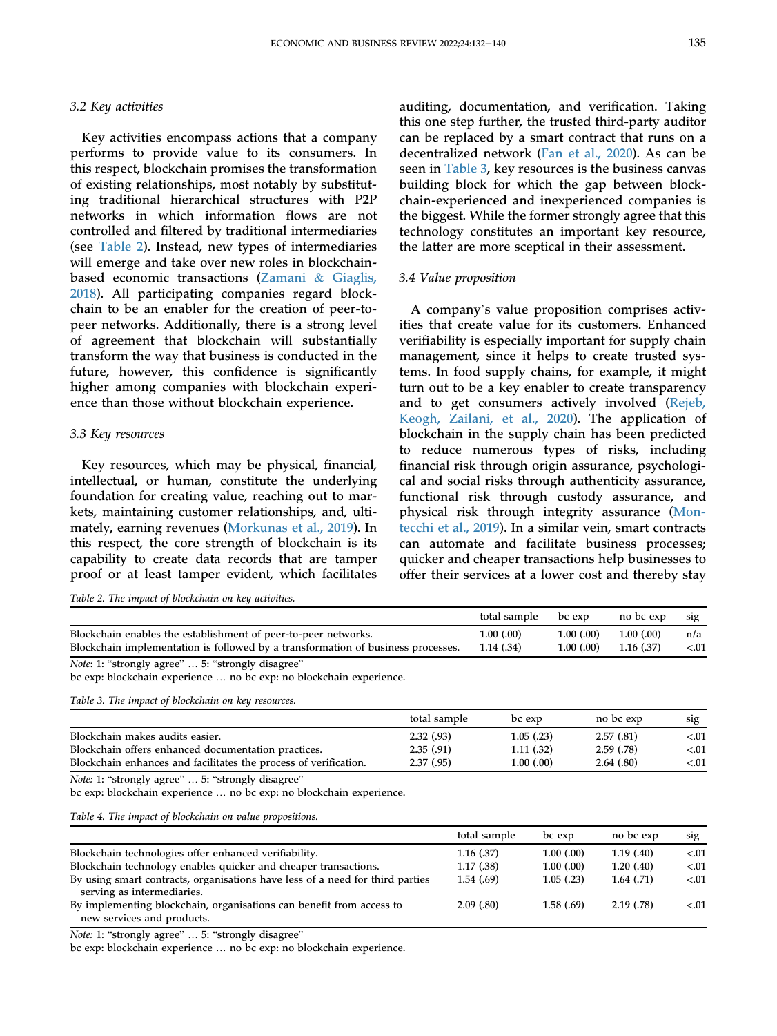### 3.2 Key activities

Key activities encompass actions that a company performs to provide value to its consumers. In this respect, blockchain promises the transformation of existing relationships, most notably by substituting traditional hierarchical structures with P2P networks in which information flows are not controlled and filtered by traditional intermediaries (see Table 2). Instead, new types of intermediaries will emerge and take over new roles in blockchain-based economic transactions (Zamani & Giaglis, 2018). All participating companies regard blockchain to be an enabler for the creation of peer-to-peer networks. Additionally, there is a strong level of agreement that blockchain will substantially transform the way that business is conducted in the future, however, this confidence is significantly higher among companies with blockchain experience than those without blockchain experience.

### 3.3 Key resources

Key resources, which may be physical, financial, intellectual, or human, constitute the underlying foundation for creating value, reaching out to markets, maintaining customer relationships, and, ultimately, earning revenues (Morkunas et al., 2019). In this respect, the core strength of blockchain is its capability to create data records that are tamper proof or at least tamper evident, which facilitates auditing, documentation, and verification. Taking this one step further, the trusted third-party auditor can be replaced by a smart contract that runs on a decentralized network (Fan et al., 2020). As can be seen in Table 3, key resources is the business canvas building block for which the gap between blockchain-experienced and inexperienced companies is the biggest. While the former strongly agree that this technology constitutes an important key resource, the latter are more sceptical in their assessment.

### 3.4 Value proposition

A company's value proposition comprises activities that create value for its customers. Enhanced verifiability is especially important for supply chain management, since it helps to create trusted systems. In food supply chains, for example, it might turn out to be a key enabler to create transparency and to get consumers actively involved (Rejeb, Keogh, Zailani, et al., 2020). The application of blockchain in the supply chain has been predicted to reduce numerous types of risks, including financial risk through origin assurance, psychological and social risks through authenticity assurance, functional risk through custody assurance, and physical risk through integrity assurance (Montecchi et al., 2019). In a similar vein, smart contracts can automate and facilitate business processes; quicker and cheaper transactions help businesses to offer their services at a lower cost and thereby stay

*Table 2. The impact of blockchain on key activities.*

| | total sample | bc exp | no bc exp | sig |
|---|---|---|---|---|
| Blockchain enables the establishment of peer-to-peer networks. | 1.00 (.00) | 1.00 (.00) | 1.00 (.00) | n/a |
| Blockchain implementation is followed by a transformation of business processes. | 1.14 (.34) | 1.00 (.00) | 1.16 (.37) | <.01 |

*Note*: 1: "strongly agree" … 5: "strongly disagree"
bc exp: blockchain experience … no bc exp: no blockchain experience.

*Table 3. The impact of blockchain on key resources.*

| | total sample | bc exp | no bc exp | sig |
|---|---|---|---|---|
| Blockchain makes audits easier. | 2.32 (.93) | 1.05 (.23) | 2.57 (.81) | <.01 |
| Blockchain offers enhanced documentation practices. | 2.35 (.91) | 1.11 (.32) | 2.59 (.78) | <.01 |
| Blockchain enhances and facilitates the process of verification. | 2.37 (.95) | 1.00 (.00) | 2.64 (.80) | <.01 |

*Note*: 1: "strongly agree" … 5: "strongly disagree"
bc exp: blockchain experience … no bc exp: no blockchain experience.

*Table 4. The impact of blockchain on value propositions.*

| | total sample | bc exp | no bc exp | sig |
|---|---|---|---|---|
| Blockchain technologies offer enhanced verifiability. | 1.16 (.37) | 1.00 (.00) | 1.19 (.40) | <.01 |
| Blockchain technology enables quicker and cheaper transactions. | 1.17 (.38) | 1.00 (.00) | 1.20 (.40) | <.01 |
| By using smart contracts, organisations have less of a need for third parties serving as intermediaries. | 1.54 (.69) | 1.05 (.23) | 1.64 (.71) | <.01 |
| By implementing blockchain, organisations can benefit from access to new services and products. | 2.09 (.80) | 1.58 (.69) | 2.19 (.78) | <.01 |

*Note*: 1: "strongly agree" … 5: "strongly disagree"
bc exp: blockchain experience … no bc exp: no blockchain experience.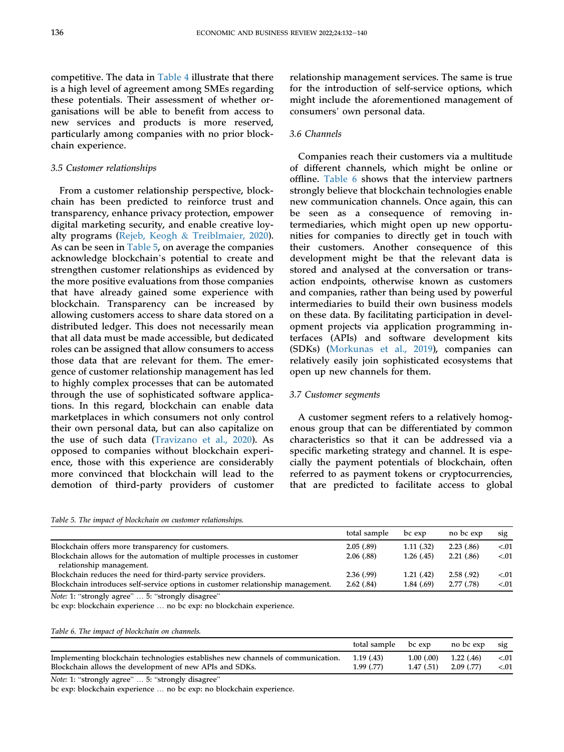competitive. The data in Table 4 illustrate that there is a high level of agreement among SMEs regarding these potentials. Their assessment of whether organisations will be able to benefit from access to new services and products is more reserved, particularly among companies with no prior blockchain experience.

### 3.5 Customer relationships

From a customer relationship perspective, blockchain has been predicted to reinforce trust and transparency, enhance privacy protection, empower digital marketing security, and enable creative loyalty programs (Rejeb, Keogh & Treiblmaier, 2020). As can be seen in Table 5, on average the companies acknowledge blockchain's potential to create and strengthen customer relationships as evidenced by the more positive evaluations from those companies that have already gained some experience with blockchain. Transparency can be increased by allowing customers access to share data stored on a distributed ledger. This does not necessarily mean that all data must be made accessible, but dedicated roles can be assigned that allow consumers to access those data that are relevant for them. The emergence of customer relationship management has led to highly complex processes that can be automated through the use of sophisticated software applications. In this regard, blockchain can enable data marketplaces in which consumers not only control their own personal data, but can also capitalize on the use of such data (Travizano et al., 2020). As opposed to companies without blockchain experience, those with this experience are considerably more convinced that blockchain will lead to the demotion of third-party providers of customer relationship management services. The same is true for the introduction of self-service options, which might include the aforementioned management of consumers' own personal data.

### 3.6 Channels

Companies reach their customers via a multitude of different channels, which might be online or offline. Table 6 shows that the interview partners strongly believe that blockchain technologies enable new communication channels. Once again, this can be seen as a consequence of removing intermediaries, which might open up new opportunities for companies to directly get in touch with their customers. Another consequence of this development might be that the relevant data is stored and analysed at the conversation or transaction endpoints, otherwise known as customers and companies, rather than being used by powerful intermediaries to build their own business models on these data. By facilitating participation in development projects via application programming interfaces (APIs) and software development kits (SDKs) (Morkunas et al., 2019), companies can relatively easily join sophisticated ecosystems that open up new channels for them.

### 3.7 Customer segments

A customer segment refers to a relatively homogenous group that can be differentiated by common characteristics so that it can be addressed via a specific marketing strategy and channel. It is especially the payment potentials of blockchain, often referred to as payment tokens or cryptocurrencies, that are predicted to facilitate access to global

*Table 5. The impact of blockchain on customer relationships.*

| | total sample | bc exp | no bc exp | sig |
|---|---|---|---|---|
| Blockchain offers more transparency for customers. | 2.05 (.89) | 1.11 (.32) | 2.23 (.86) | <.01 |
| Blockchain allows for the automation of multiple processes in customer relationship management. | 2.06 (.88) | 1.26 (.45) | 2.21 (.86) | <.01 |
| Blockchain reduces the need for third-party service providers. | 2.36 (.99) | 1.21 (.42) | 2.58 (.92) | <.01 |
| Blockchain introduces self-service options in customer relationship management. | 2.62 (.84) | 1.84 (.69) | 2.77 (.78) | <.01 |

*Note:* 1: "strongly agree" … 5: "strongly disagree"
bc exp: blockchain experience … no bc exp: no blockchain experience.

*Table 6. The impact of blockchain on channels.*

| | total sample | bc exp | no bc exp | sig |
|---|---|---|---|---|
| Implementing blockchain technologies establishes new channels of communication. | 1.19 (.43) | 1.00 (.00) | 1.22 (.46) | <.01 |
| Blockchain allows the development of new APIs and SDKs. | 1.99 (.77) | 1.47 (.51) | 2.09 (.77) | <.01 |

*Note:* 1: "strongly agree" … 5: "strongly disagree"
bc exp: blockchain experience … no bc exp: no blockchain experience.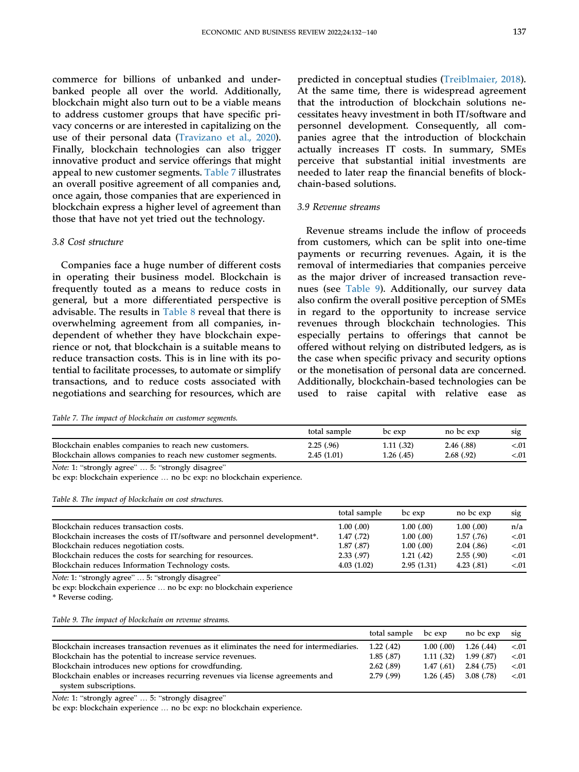commerce for billions of unbanked and underbanked people all over the world. Additionally, blockchain might also turn out to be a viable means to address customer groups that have specific privacy concerns or are interested in capitalizing on the use of their personal data (Travizano et al., 2020). Finally, blockchain technologies can also trigger innovative product and service offerings that might appeal to new customer segments. Table 7 illustrates an overall positive agreement of all companies and, once again, those companies that are experienced in blockchain express a higher level of agreement than those that have not yet tried out the technology.

### 3.8 Cost structure

Companies face a huge number of different costs in operating their business model. Blockchain is frequently touted as a means to reduce costs in general, but a more differentiated perspective is advisable. The results in Table 8 reveal that there is overwhelming agreement from all companies, independent of whether they have blockchain experience or not, that blockchain is a suitable means to reduce transaction costs. This is in line with its potential to facilitate processes, to automate or simplify transactions, and to reduce costs associated with negotiations and searching for resources, which are predicted in conceptual studies (Treiblmaier, 2018). At the same time, there is widespread agreement that the introduction of blockchain solutions necessitates heavy investment in both IT/software and personnel development. Consequently, all companies agree that the introduction of blockchain actually increases IT costs. In summary, SMEs perceive that substantial initial investments are needed to later reap the financial benefits of blockchain-based solutions.

### 3.9 Revenue streams

Revenue streams include the inflow of proceeds from customers, which can be split into one-time payments or recurring revenues. Again, it is the removal of intermediaries that companies perceive as the major driver of increased transaction revenues (see Table 9). Additionally, our survey data also confirm the overall positive perception of SMEs in regard to the opportunity to increase service revenues through blockchain technologies. This especially pertains to offerings that cannot be offered without relying on distributed ledgers, as is the case when specific privacy and security options or the monetisation of personal data are concerned. Additionally, blockchain-based technologies can be used to raise capital with relative ease as

*Table 7. The impact of blockchain on customer segments.*

| | total sample | bc exp | no bc exp | sig |
|---|---|---|---|---|
| Blockchain enables companies to reach new customers. | 2.25 (.96) | 1.11 (.32) | 2.46 (.88) | <.01 |
| Blockchain allows companies to reach new customer segments. | 2.45 (1.01) | 1.26 (.45) | 2.68 (.92) | <.01 |

*Note:* 1: "strongly agree" … 5: "strongly disagree"
bc exp: blockchain experience … no bc exp: no blockchain experience.

*Table 8. The impact of blockchain on cost structures.*

| | total sample | bc exp | no bc exp | sig |
|---|---|---|---|---|
| Blockchain reduces transaction costs. | 1.00 (.00) | 1.00 (.00) | 1.00 (.00) | n/a |
| Blockchain increases the costs of IT/software and personnel development*. | 1.47 (.72) | 1.00 (.00) | 1.57 (.76) | <.01 |
| Blockchain reduces negotiation costs. | 1.87 (.87) | 1.00 (.00) | 2.04 (.86) | <.01 |
| Blockchain reduces the costs for searching for resources. | 2.33 (.97) | 1.21 (.42) | 2.55 (.90) | <.01 |
| Blockchain reduces Information Technology costs. | 4.03 (1.02) | 2.95 (1.31) | 4.23 (.81) | <.01 |

*Note:* 1: "strongly agree" … 5: "strongly disagree"
bc exp: blockchain experience … no bc exp: no blockchain experience
* Reverse coding.

*Table 9. The impact of blockchain on revenue streams.*

| | total sample | bc exp | no bc exp | sig |
|---|---|---|---|---|
| Blockchain increases transaction revenues as it eliminates the need for intermediaries. | 1.22 (.42) | 1.00 (.00) | 1.26 (.44) | <.01 |
| Blockchain has the potential to increase service revenues. | 1.85 (.87) | 1.11 (.32) | 1.99 (.87) | <.01 |
| Blockchain introduces new options for crowdfunding. | 2.62 (.89) | 1.47 (.61) | 2.84 (.75) | <.01 |
| Blockchain enables or increases recurring revenues via license agreements and system subscriptions. | 2.79 (.99) | 1.26 (.45) | 3.08 (.78) | <.01 |

*Note:* 1: "strongly agree" … 5: "strongly disagree"
bc exp: blockchain experience … no bc exp: no blockchain experience.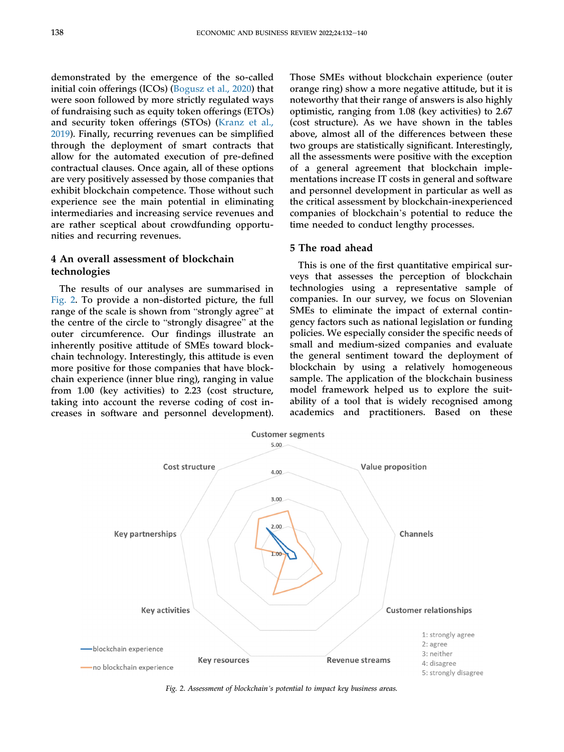demonstrated by the emergence of the so-called initial coin offerings (ICOs) (Bogusz et al., 2020) that were soon followed by more strictly regulated ways of fundraising such as equity token offerings (ETOs) and security token offerings (STOs) (Kranz et al., 2019). Finally, recurring revenues can be simplified through the deployment of smart contracts that allow for the automated execution of pre-defined contractual clauses. Once again, all of these options are very positively assessed by those companies that exhibit blockchain competence. Those without such experience see the main potential in eliminating intermediaries and increasing service revenues and are rather sceptical about crowdfunding opportunities and recurring revenues.

## 4 An overall assessment of blockchain technologies

The results of our analyses are summarised in Fig. 2. To provide a non-distorted picture, the full range of the scale is shown from "strongly agree" at the centre of the circle to "strongly disagree" at the outer circumference. Our findings illustrate an inherently positive attitude of SMEs toward blockchain technology. Interestingly, this attitude is even more positive for those companies that have blockchain experience (inner blue ring), ranging in value from 1.00 (key activities) to 2.23 (cost structure, taking into account the reverse coding of cost increases in software and personnel development). Those SMEs without blockchain experience (outer orange ring) show a more negative attitude, but it is noteworthy that their range of answers is also highly optimistic, ranging from 1.08 (key activities) to 2.67 (cost structure). As we have shown in the tables above, almost all of the differences between these two groups are statistically significant. Interestingly, all the assessments were positive with the exception of a general agreement that blockchain implementations increase IT costs in general and software and personnel development in particular as well as the critical assessment by blockchain-inexperienced companies of blockchain's potential to reduce the time needed to conduct lengthy processes.

## 5 The road ahead

This is one of the first quantitative empirical surveys that assesses the perception of blockchain technologies using a representative sample of companies. In our survey, we focus on Slovenian SMEs to eliminate the impact of external contingency factors such as national legislation or funding policies. We especially consider the specific needs of small and medium-sized companies and evaluate the general sentiment toward the deployment of blockchain by using a relatively homogeneous sample. The application of the blockchain business model framework helped us to explore the suitability of a tool that is widely recognised among academics and practitioners. Based on these

Customer segments
5.00
4.00
3.00
2.00
1.00
Value proposition
Channels
Customer relationships
Revenue streams
Key resources
Key activities
Key partnerships
Cost structure
blockchain experience
no blockchain experience
1: strongly agree
2: agree
3: neither
4: disagree
5: strongly disagree

*Fig. 2. Assessment of blockchain's potential to impact key business areas.*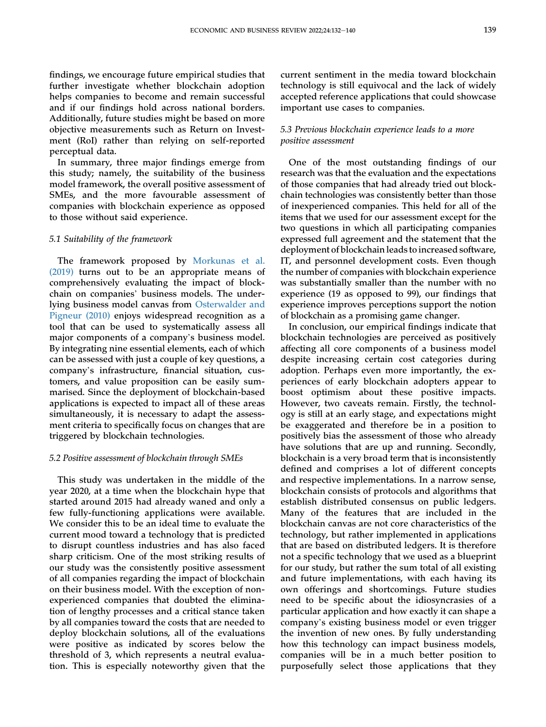findings, we encourage future empirical studies that further investigate whether blockchain adoption helps companies to become and remain successful and if our findings hold across national borders. Additionally, future studies might be based on more objective measurements such as Return on Investment (RoI) rather than relying on self-reported perceptual data.

In summary, three major findings emerge from this study; namely, the suitability of the business model framework, the overall positive assessment of SMEs, and the more favourable assessment of companies with blockchain experience as opposed to those without said experience.

### *5.1 Suitability of the framework*

The framework proposed by Morkunas et al. (2019) turns out to be an appropriate means of comprehensively evaluating the impact of blockchain on companies' business models. The underlying business model canvas from Osterwalder and Pigneur (2010) enjoys widespread recognition as a tool that can be used to systematically assess all major components of a company's business model. By integrating nine essential elements, each of which can be assessed with just a couple of key questions, a company's infrastructure, financial situation, customers, and value proposition can be easily summarised. Since the deployment of blockchain-based applications is expected to impact all of these areas simultaneously, it is necessary to adapt the assessment criteria to specifically focus on changes that are triggered by blockchain technologies.

### *5.2 Positive assessment of blockchain through SMEs*

This study was undertaken in the middle of the year 2020, at a time when the blockchain hype that started around 2015 had already waned and only a few fully-functioning applications were available. We consider this to be an ideal time to evaluate the current mood toward a technology that is predicted to disrupt countless industries and has also faced sharp criticism. One of the most striking results of our study was the consistently positive assessment of all companies regarding the impact of blockchain on their business model. With the exception of non-experienced companies that doubted the elimination of lengthy processes and a critical stance taken by all companies toward the costs that are needed to deploy blockchain solutions, all of the evaluations were positive as indicated by scores below the threshold of 3, which represents a neutral evaluation. This is especially noteworthy given that the current sentiment in the media toward blockchain technology is still equivocal and the lack of widely accepted reference applications that could showcase important use cases to companies.

### *5.3 Previous blockchain experience leads to a more positive assessment*

One of the most outstanding findings of our research was that the evaluation and the expectations of those companies that had already tried out blockchain technologies was consistently better than those of inexperienced companies. This held for all of the items that we used for our assessment except for the two questions in which all participating companies expressed full agreement and the statement that the deployment of blockchain leads to increased software, IT, and personnel development costs. Even though the number of companies with blockchain experience was substantially smaller than the number with no experience (19 as opposed to 99), our findings that experience improves perceptions support the notion of blockchain as a promising game changer.

In conclusion, our empirical findings indicate that blockchain technologies are perceived as positively affecting all core components of a business model despite increasing certain cost categories during adoption. Perhaps even more importantly, the experiences of early blockchain adopters appear to boost optimism about these positive impacts. However, two caveats remain. Firstly, the technology is still at an early stage, and expectations might be exaggerated and therefore be in a position to positively bias the assessment of those who already have solutions that are up and running. Secondly, blockchain is a very broad term that is inconsistently defined and comprises a lot of different concepts and respective implementations. In a narrow sense, blockchain consists of protocols and algorithms that establish distributed consensus on public ledgers. Many of the features that are included in the blockchain canvas are not core characteristics of the technology, but rather implemented in applications that are based on distributed ledgers. It is therefore not a specific technology that we used as a blueprint for our study, but rather the sum total of all existing and future implementations, with each having its own offerings and shortcomings. Future studies need to be specific about the idiosyncrasies of a particular application and how exactly it can shape a company's existing business model or even trigger the invention of new ones. By fully understanding how this technology can impact business models, companies will be in a much better position to purposefully select those applications that they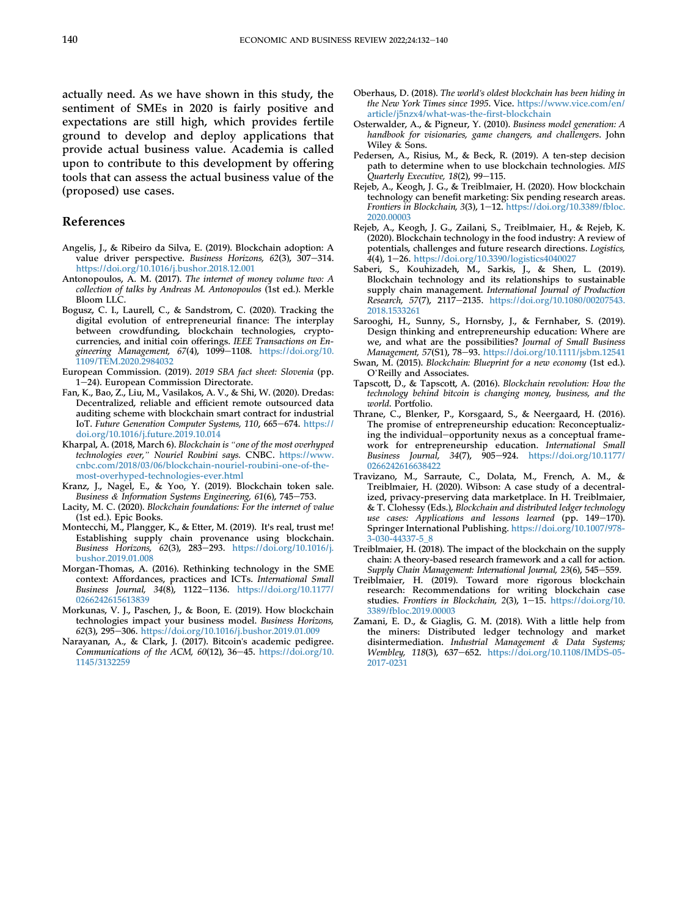actually need. As we have shown in this study, the sentiment of SMEs in 2020 is fairly positive and expectations are still high, which provides fertile ground to develop and deploy applications that provide actual business value. Academia is called upon to contribute to this development by offering tools that can assess the actual business value of the (proposed) use cases.

## References

Angelis, J., & Ribeiro da Silva, E. (2019). Blockchain adoption: A value driver perspective. *Business Horizons, 62*(3), 307–314. https://doi.org/10.1016/j.bushor.2018.12.001

Antonopoulos, A. M. (2017). *The internet of money volume two: A collection of talks by Andreas M. Antonopoulos* (1st ed.). Merkle Bloom LLC.

Bogusz, C. I., Laurell, C., & Sandstrom, C. (2020). Tracking the digital evolution of entrepreneurial finance: The interplay between crowdfunding, blockchain technologies, cryptocurrencies, and initial coin offerings. *IEEE Transactions on Engineering Management, 67*(4), 1099–1108. https://doi.org/10.1109/TEM.2020.2984032

European Commission. (2019). *2019 SBA fact sheet: Slovenia* (pp. 1–24). European Commission Directorate.

Fan, K., Bao, Z., Liu, M., Vasilakos, A. V., & Shi, W. (2020). Dredas: Decentralized, reliable and efficient remote outsourced data auditing scheme with blockchain smart contract for industrial IoT. *Future Generation Computer Systems, 110*, 665–674. https://doi.org/10.1016/j.future.2019.10.014

Kharpal, A. (2018, March 6). *Blockchain is "one of the most overhyped technologies ever," Nouriel Roubini says.* CNBC. https://www.cnbc.com/2018/03/06/blockchain-nouriel-roubini-one-of-the-most-overhyped-technologies-ever.html

Kranz, J., Nagel, E., & Yoo, Y. (2019). Blockchain token sale. *Business & Information Systems Engineering, 61*(6), 745–753.

Lacity, M. C. (2020). *Blockchain foundations: For the internet of value* (1st ed.). Epic Books.

Montecchi, M., Plangger, K., & Etter, M. (2019). It's real, trust me! Establishing supply chain provenance using blockchain. *Business Horizons, 62*(3), 283–293. https://doi.org/10.1016/j.bushor.2019.01.008

Morgan-Thomas, A. (2016). Rethinking technology in the SME context: Affordances, practices and ICTs. *International Small Business Journal, 34*(8), 1122–1136. https://doi.org/10.1177/0266242615613839

Morkunas, V. J., Paschen, J., & Boon, E. (2019). How blockchain technologies impact your business model. *Business Horizons, 62*(3), 295–306. https://doi.org/10.1016/j.bushor.2019.01.009

Narayanan, A., & Clark, J. (2017). Bitcoin's academic pedigree. *Communications of the ACM, 60*(12), 36–45. https://doi.org/10.1145/3132259

Oberhaus, D. (2018). *The world's oldest blockchain has been hiding in the New York Times since 1995*. Vice. https://www.vice.com/en/article/j5nzx4/what-was-the-first-blockchain

Osterwalder, A., & Pigneur, Y. (2010). *Business model generation: A handbook for visionaries, game changers, and challengers*. John Wiley & Sons.

Pedersen, A., Risius, M., & Beck, R. (2019). A ten-step decision path to determine when to use blockchain technologies. *MIS Quarterly Executive, 18*(2), 99–115.

Rejeb, A., Keogh, J. G., & Treiblmaier, H. (2020). How blockchain technology can benefit marketing: Six pending research areas. *Frontiers in Blockchain, 3*(3), 1–12. https://doi.org/10.3389/fbloc.2020.00003

Rejeb, A., Keogh, J. G., Zailani, S., Treiblmaier, H., & Rejeb, K. (2020). Blockchain technology in the food industry: A review of potentials, challenges and future research directions. *Logistics, 4*(4), 1–26. https://doi.org/10.3390/logistics4040027

Saberi, S., Kouhizadeh, M., Sarkis, J., & Shen, L. (2019). Blockchain technology and its relationships to sustainable supply chain management. *International Journal of Production Research, 57*(7), 2117–2135. https://doi.org/10.1080/00207543.2018.1533261

Sarooghi, H., Sunny, S., Hornsby, J., & Fernhaber, S. (2019). Design thinking and entrepreneurship education: Where are we, and what are the possibilities? *Journal of Small Business Management, 57*(S1), 78–93. https://doi.org/10.1111/jsbm.12541

Swan, M. (2015). *Blockchain: Blueprint for a new economy* (1st ed.). O`Reilly and Associates.

Tapscott, D., & Tapscott, A. (2016). *Blockchain revolution: How the technology behind bitcoin is changing money, business, and the world*. Portfolio.

Thrane, C., Blenker, P., Korsgaard, S., & Neergaard, H. (2016). The promise of entrepreneurship education: Reconceptualizing the individual–opportunity nexus as a conceptual framework for entrepreneurship education. *International Small Business Journal, 34*(7), 905–924. https://doi.org/10.1177/0266242616638422

Travizano, M., Sarraute, C., Dolata, M., French, A. M., & Treiblmaier, H. (2020). Wibson: A case study of a decentralized, privacy-preserving data marketplace. In H. Treiblmaier, & T. Clohessy (Eds.), *Blockchain and distributed ledger technology use cases: Applications and lessons learned* (pp. 149–170). Springer International Publishing. https://doi.org/10.1007/978-3-030-44337-5_8

Treiblmaier, H. (2018). The impact of the blockchain on the supply chain: A theory-based research framework and a call for action. *Supply Chain Management: International Journal, 23*(6), 545–559.

Treiblmaier, H. (2019). Toward more rigorous blockchain research: Recommendations for writing blockchain case studies. *Frontiers in Blockchain, 2*(3), 1–15. https://doi.org/10.3389/fbloc.2019.00003

Zamani, E. D., & Giaglis, G. M. (2018). With a little help from the miners: Distributed ledger technology and market disintermediation. *Industrial Management & Data Systems; Wembley, 118*(3), 637–652. https://doi.org/10.1108/IMDS-05-2017-0231